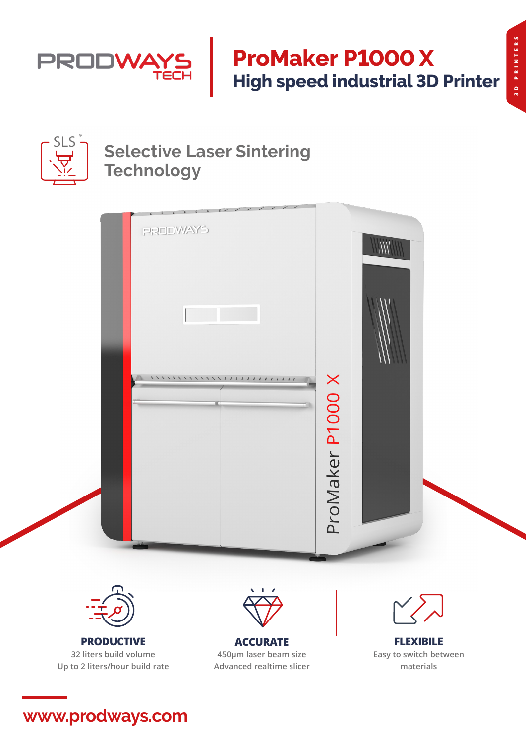PRODWAYS TECH

# ProMaker P1000 X

## High speed industrial 3D Printer

3D PRINTERS

SLS®

## Selective Laser Sintering Technology

### PRODUCTIVE

32 liters build volume
Up to 2 liters/hour build rate

### ACCURATE

450μm laser beam size
Advanced realtime slicer

### FLEXIBILE

Easy to switch between materials

www.prodways.com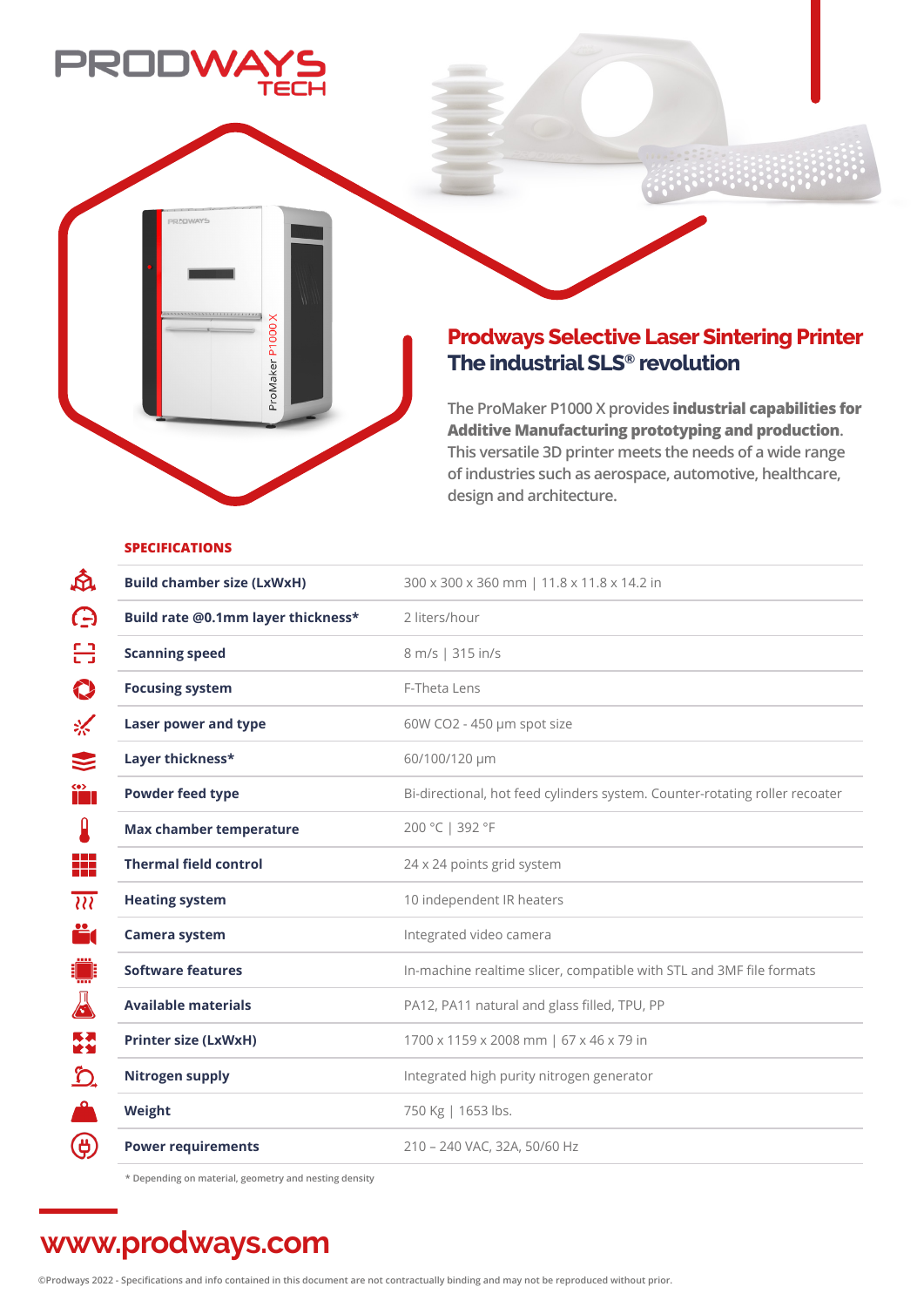# Prodways Selective Laser Sintering Printer

## The industrial SLS® revolution

The ProMaker P1000 X provides **industrial capabilities for Additive Manufacturing prototyping and production**. This versatile 3D printer meets the needs of a wide range of industries such as aerospace, automotive, healthcare, design and architecture.

## SPECIFICATIONS

| | |
|---|---|
| **Build chamber size (LxWxH)** | 300 x 300 x 360 mm \| 11.8 x 11.8 x 14.2 in |
| **Build rate @0.1mm layer thickness*** | 2 liters/hour |
| **Scanning speed** | 8 m/s \| 315 in/s |
| **Focusing system** | F-Theta Lens |
| **Laser power and type** | 60W CO2 - 450 µm spot size |
| **Layer thickness*** | 60/100/120 µm |
| **Powder feed type** | Bi-directional, hot feed cylinders system. Counter-rotating roller recoater |
| **Max chamber temperature** | 200 °C \| 392 °F |
| **Thermal field control** | 24 x 24 points grid system |
| **Heating system** | 10 independent IR heaters |
| **Camera system** | Integrated video camera |
| **Software features** | In-machine realtime slicer, compatible with STL and 3MF file formats |
| **Available materials** | PA12, PA11 natural and glass filled, TPU, PP |
| **Printer size (LxWxH)** | 1700 x 1159 x 2008 mm \| 67 x 46 x 79 in |
| **Nitrogen supply** | Integrated high purity nitrogen generator |
| **Weight** | 750 Kg \| 1653 lbs. |
| **Power requirements** | 210 – 240 VAC, 32A, 50/60 Hz |

* Depending on material, geometry and nesting density

**www.prodways.com**

©Prodways 2022 - Specifications and info contained in this document are not contractually binding and may not be reproduced without prior.